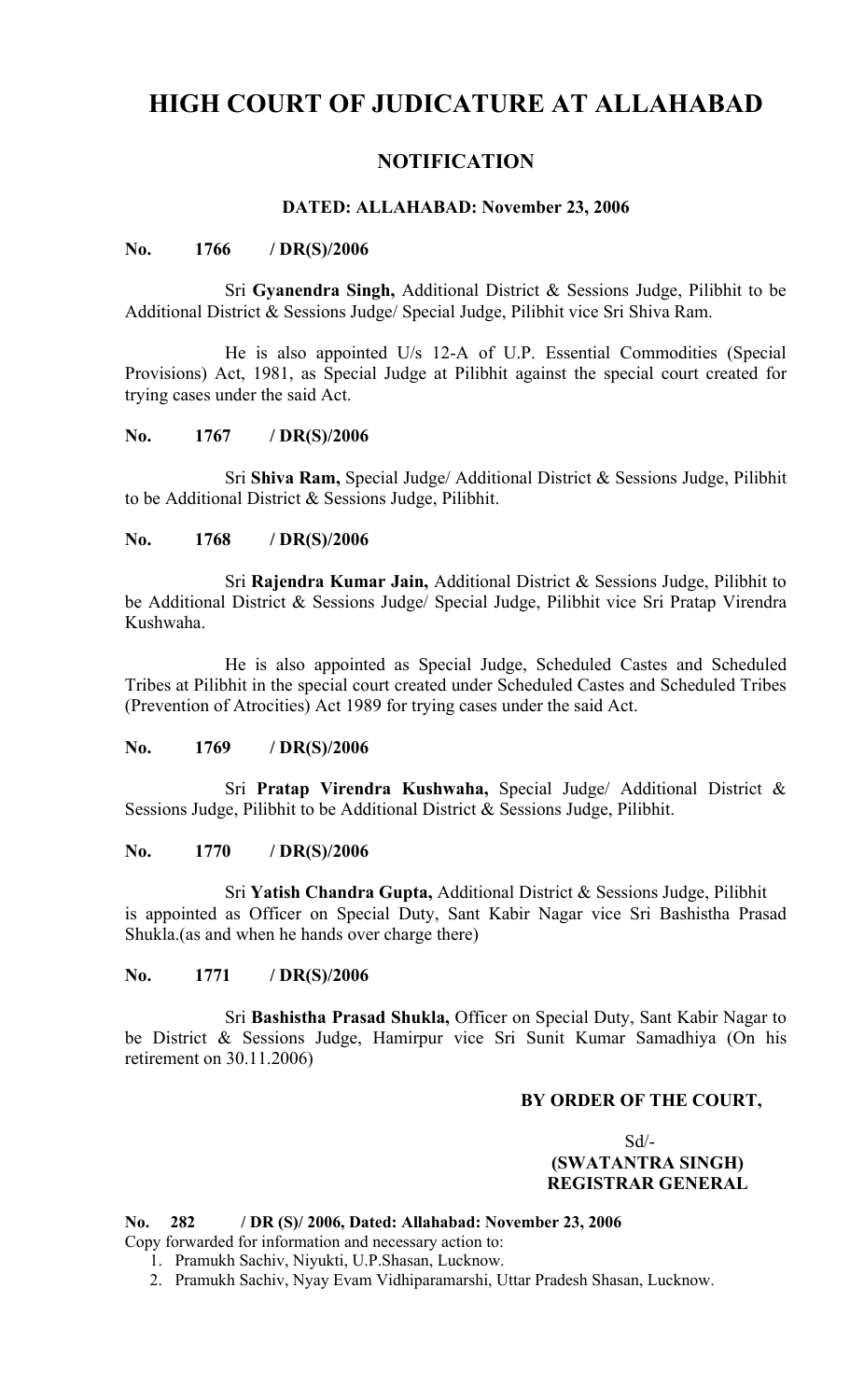# HIGH COURT OF JUDICATURE AT ALLAHABAD

## NOTIFICATION

### DATED: ALLAHABAD: November 23, 2006

**No. 1766 / DR(S)/2006**

Sri **Gyanendra Singh,** Additional District & Sessions Judge, Pilibhit to be Additional District & Sessions Judge/ Special Judge, Pilibhit vice Sri Shiva Ram.

He is also appointed U/s 12-A of U.P. Essential Commodities (Special Provisions) Act, 1981, as Special Judge at Pilibhit against the special court created for trying cases under the said Act.

**No. 1767 / DR(S)/2006**

Sri **Shiva Ram,** Special Judge/ Additional District & Sessions Judge, Pilibhit to be Additional District & Sessions Judge, Pilibhit.

**No. 1768 / DR(S)/2006**

Sri **Rajendra Kumar Jain,** Additional District & Sessions Judge, Pilibhit to be Additional District & Sessions Judge/ Special Judge, Pilibhit vice Sri Pratap Virendra Kushwaha.

He is also appointed as Special Judge, Scheduled Castes and Scheduled Tribes at Pilibhit in the special court created under Scheduled Castes and Scheduled Tribes (Prevention of Atrocities) Act 1989 for trying cases under the said Act.

**No. 1769 / DR(S)/2006**

Sri **Pratap Virendra Kushwaha,** Special Judge/ Additional District & Sessions Judge, Pilibhit to be Additional District & Sessions Judge, Pilibhit.

**No. 1770 / DR(S)/2006**

Sri **Yatish Chandra Gupta,** Additional District & Sessions Judge, Pilibhit is appointed as Officer on Special Duty, Sant Kabir Nagar vice Sri Bashistha Prasad Shukla.(as and when he hands over charge there)

**No. 1771 / DR(S)/2006**

Sri **Bashistha Prasad Shukla,** Officer on Special Duty, Sant Kabir Nagar to be District & Sessions Judge, Hamirpur vice Sri Sunit Kumar Samadhiya (On his retirement on 30.11.2006)

**BY ORDER OF THE COURT,**

Sd/-
**(SWATANTRA SINGH)**
**REGISTRAR GENERAL**

**No. 282 / DR (S)/ 2006, Dated: Allahabad: November 23, 2006**

Copy forwarded for information and necessary action to:

1. Pramukh Sachiv, Niyukti, U.P.Shasan, Lucknow.
2. Pramukh Sachiv, Nyay Evam Vidhiparamarshi, Uttar Pradesh Shasan, Lucknow.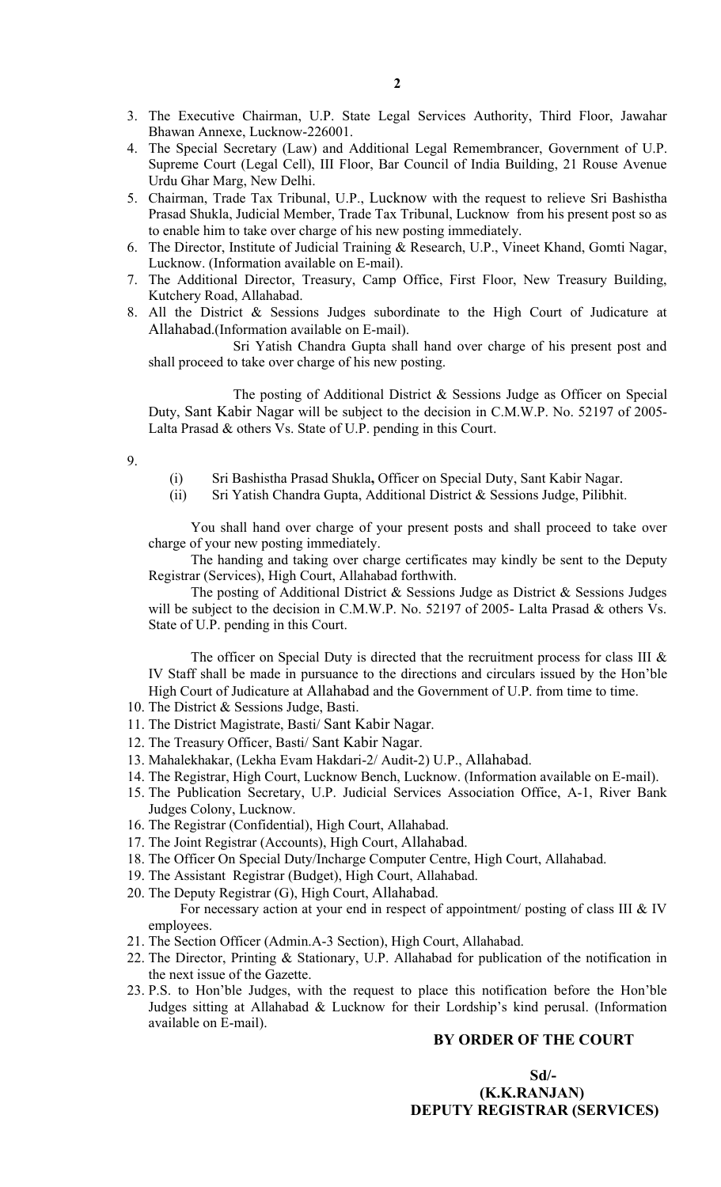3. The Executive Chairman, U.P. State Legal Services Authority, Third Floor, Jawahar Bhawan Annexe, Lucknow-226001.
4. The Special Secretary (Law) and Additional Legal Remembrancer, Government of U.P. Supreme Court (Legal Cell), III Floor, Bar Council of India Building, 21 Rouse Avenue Urdu Ghar Marg, New Delhi.
5. Chairman, Trade Tax Tribunal, U.P., Lucknow with the request to relieve Sri Bashistha Prasad Shukla, Judicial Member, Trade Tax Tribunal, Lucknow from his present post so as to enable him to take over charge of his new posting immediately.
6. The Director, Institute of Judicial Training & Research, U.P., Vineet Khand, Gomti Nagar, Lucknow. (Information available on E-mail).
7. The Additional Director, Treasury, Camp Office, First Floor, New Treasury Building, Kutchery Road, Allahabad.
8. All the District & Sessions Judges subordinate to the High Court of Judicature at Allahabad.(Information available on E-mail).

Sri Yatish Chandra Gupta shall hand over charge of his present post and shall proceed to take over charge of his new posting.

The posting of Additional District & Sessions Judge as Officer on Special Duty, Sant Kabir Nagar will be subject to the decision in C.M.W.P. No. 52197 of 2005- Lalta Prasad & others Vs. State of U.P. pending in this Court.

9.

(i) Sri Bashistha Prasad Shukla**,** Officer on Special Duty, Sant Kabir Nagar.
(ii) Sri Yatish Chandra Gupta, Additional District & Sessions Judge, Pilibhit.

You shall hand over charge of your present posts and shall proceed to take over charge of your new posting immediately.

The handing and taking over charge certificates may kindly be sent to the Deputy Registrar (Services), High Court, Allahabad forthwith.

The posting of Additional District & Sessions Judge as District & Sessions Judges will be subject to the decision in C.M.W.P. No. 52197 of 2005- Lalta Prasad & others Vs. State of U.P. pending in this Court.

The officer on Special Duty is directed that the recruitment process for class III & IV Staff shall be made in pursuance to the directions and circulars issued by the Hon'ble High Court of Judicature at Allahabad and the Government of U.P. from time to time.

10. The District & Sessions Judge, Basti.
11. The District Magistrate, Basti/ Sant Kabir Nagar.
12. The Treasury Officer, Basti/ Sant Kabir Nagar.
13. Mahalekhakar, (Lekha Evam Hakdari-2/ Audit-2) U.P., Allahabad.
14. The Registrar, High Court, Lucknow Bench, Lucknow. (Information available on E-mail).
15. The Publication Secretary, U.P. Judicial Services Association Office, A-1, River Bank Judges Colony, Lucknow.
16. The Registrar (Confidential), High Court, Allahabad.
17. The Joint Registrar (Accounts), High Court, Allahabad.
18. The Officer On Special Duty/Incharge Computer Centre, High Court, Allahabad.
19. The Assistant Registrar (Budget), High Court, Allahabad.
20. The Deputy Registrar (G), High Court, Allahabad.
    For necessary action at your end in respect of appointment/ posting of class III & IV employees.
21. The Section Officer (Admin.A-3 Section), High Court, Allahabad.
22. The Director, Printing & Stationary, U.P. Allahabad for publication of the notification in the next issue of the Gazette.
23. P.S. to Hon'ble Judges, with the request to place this notification before the Hon'ble Judges sitting at Allahabad & Lucknow for their Lordship's kind perusal. (Information available on E-mail).

**BY ORDER OF THE COURT**

**Sd/-**
**(K.K.RANJAN)**
**DEPUTY REGISTRAR (SERVICES)**